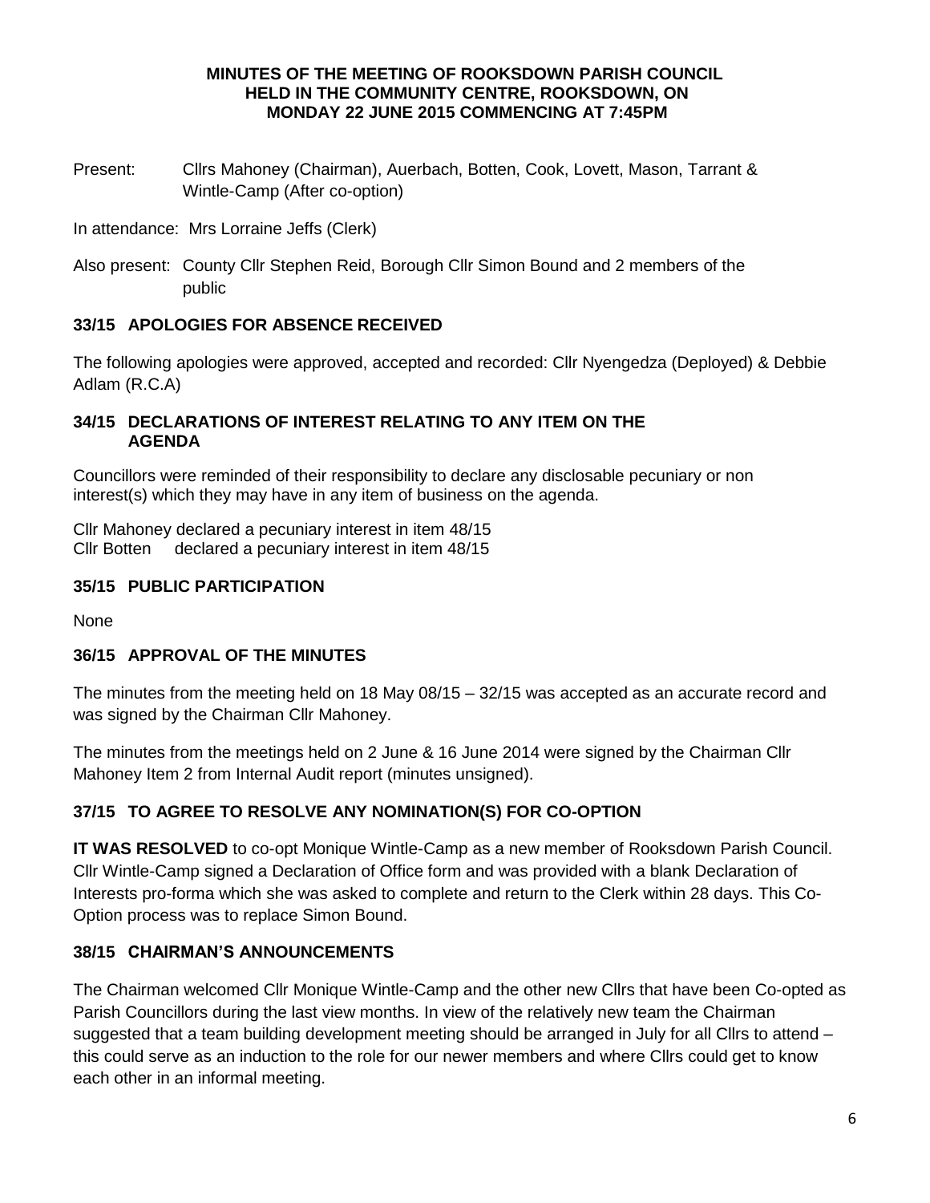**MINUTES OF THE MEETING OF ROOKSDOWN PARISH COUNCIL HELD IN THE COMMUNITY CENTRE, ROOKSDOWN, ON MONDAY 22 JUNE 2015 COMMENCING AT 7:45PM**

Present: Cllrs Mahoney (Chairman), Auerbach, Botten, Cook, Lovett, Mason, Tarrant & Wintle-Camp (After co-option)

In attendance: Mrs Lorraine Jeffs (Clerk)

Also present: County Cllr Stephen Reid, Borough Cllr Simon Bound and 2 members of the public

## 33/15 APOLOGIES FOR ABSENCE RECEIVED

The following apologies were approved, accepted and recorded: Cllr Nyengedza (Deployed) & Debbie Adlam (R.C.A)

## 34/15 DECLARATIONS OF INTEREST RELATING TO ANY ITEM ON THE AGENDA

Councillors were reminded of their responsibility to declare any disclosable pecuniary or non interest(s) which they may have in any item of business on the agenda.

Cllr Mahoney declared a pecuniary interest in item 48/15
Cllr Botten declared a pecuniary interest in item 48/15

## 35/15 PUBLIC PARTICIPATION

None

## 36/15 APPROVAL OF THE MINUTES

The minutes from the meeting held on 18 May 08/15 – 32/15 was accepted as an accurate record and was signed by the Chairman Cllr Mahoney.

The minutes from the meetings held on 2 June & 16 June 2014 were signed by the Chairman Cllr Mahoney Item 2 from Internal Audit report (minutes unsigned).

## 37/15 TO AGREE TO RESOLVE ANY NOMINATION(S) FOR CO-OPTION

**IT WAS RESOLVED** to co-opt Monique Wintle-Camp as a new member of Rooksdown Parish Council. Cllr Wintle-Camp signed a Declaration of Office form and was provided with a blank Declaration of Interests pro-forma which she was asked to complete and return to the Clerk within 28 days. This Co-Option process was to replace Simon Bound.

## 38/15 CHAIRMAN'S ANNOUNCEMENTS

The Chairman welcomed Cllr Monique Wintle-Camp and the other new Cllrs that have been Co-opted as Parish Councillors during the last view months. In view of the relatively new team the Chairman suggested that a team building development meeting should be arranged in July for all Cllrs to attend – this could serve as an induction to the role for our newer members and where Cllrs could get to know each other in an informal meeting.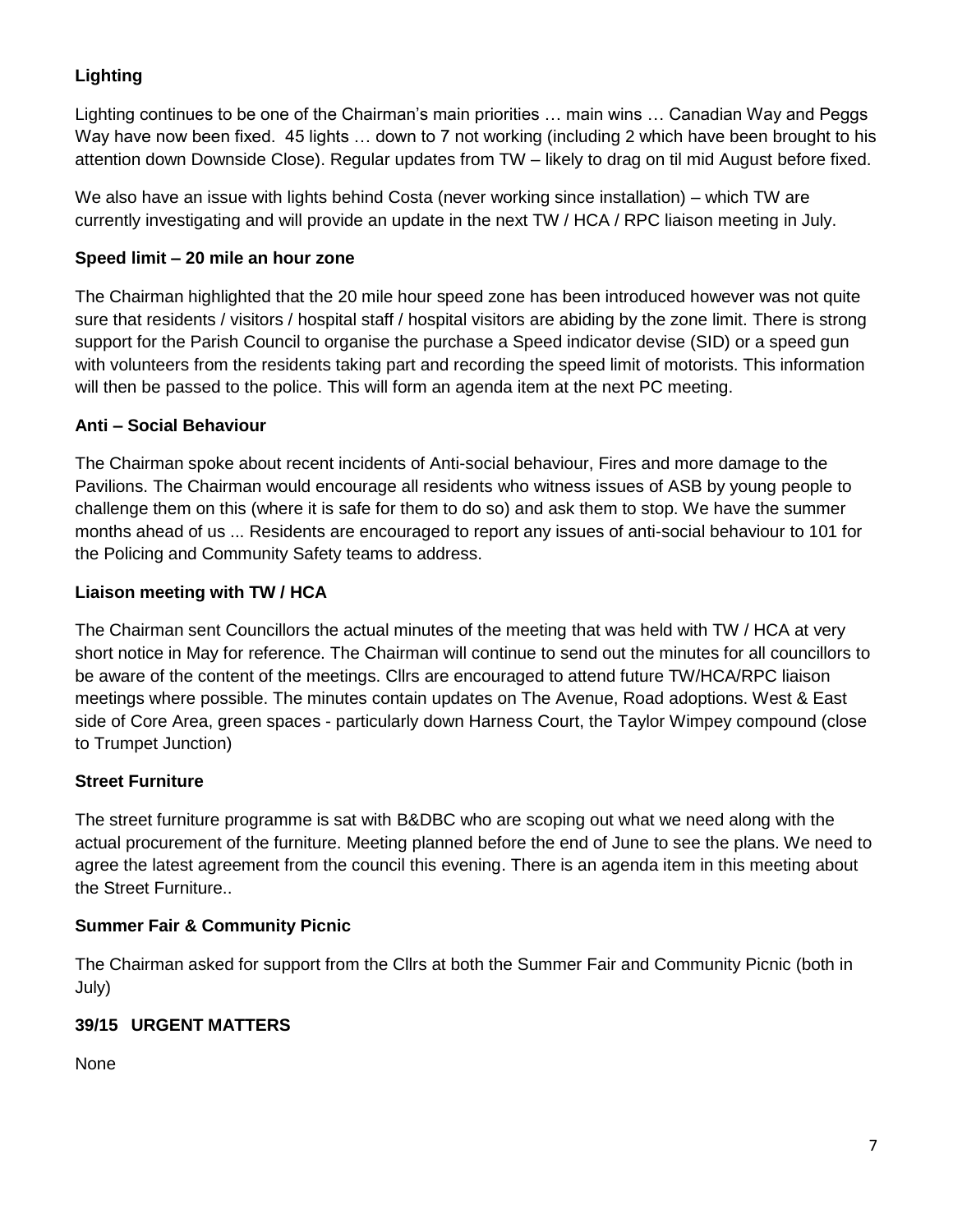**Lighting**

Lighting continues to be one of the Chairman's main priorities … main wins … Canadian Way and Peggs Way have now been fixed. 45 lights … down to 7 not working (including 2 which have been brought to his attention down Downside Close). Regular updates from TW – likely to drag on til mid August before fixed.

We also have an issue with lights behind Costa (never working since installation) – which TW are currently investigating and will provide an update in the next TW / HCA / RPC liaison meeting in July.

**Speed limit – 20 mile an hour zone**

The Chairman highlighted that the 20 mile hour speed zone has been introduced however was not quite sure that residents / visitors / hospital staff / hospital visitors are abiding by the zone limit. There is strong support for the Parish Council to organise the purchase a Speed indicator devise (SID) or a speed gun with volunteers from the residents taking part and recording the speed limit of motorists. This information will then be passed to the police. This will form an agenda item at the next PC meeting.

**Anti – Social Behaviour**

The Chairman spoke about recent incidents of Anti-social behaviour, Fires and more damage to the Pavilions. The Chairman would encourage all residents who witness issues of ASB by young people to challenge them on this (where it is safe for them to do so) and ask them to stop. We have the summer months ahead of us ... Residents are encouraged to report any issues of anti-social behaviour to 101 for the Policing and Community Safety teams to address.

**Liaison meeting with TW / HCA**

The Chairman sent Councillors the actual minutes of the meeting that was held with TW / HCA at very short notice in May for reference. The Chairman will continue to send out the minutes for all councillors to be aware of the content of the meetings. Cllrs are encouraged to attend future TW/HCA/RPC liaison meetings where possible. The minutes contain updates on The Avenue, Road adoptions. West & East side of Core Area, green spaces - particularly down Harness Court, the Taylor Wimpey compound (close to Trumpet Junction)

**Street Furniture**

The street furniture programme is sat with B&DBC who are scoping out what we need along with the actual procurement of the furniture. Meeting planned before the end of June to see the plans. We need to agree the latest agreement from the council this evening. There is an agenda item in this meeting about the Street Furniture..

**Summer Fair & Community Picnic**

The Chairman asked for support from the Cllrs at both the Summer Fair and Community Picnic (both in July)

**39/15 URGENT MATTERS**

None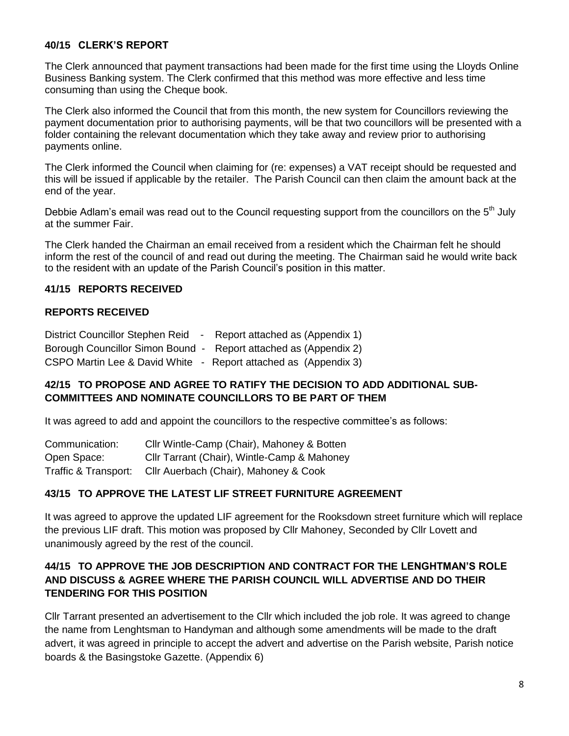### 40/15 CLERK'S REPORT

The Clerk announced that payment transactions had been made for the first time using the Lloyds Online Business Banking system. The Clerk confirmed that this method was more effective and less time consuming than using the Cheque book.

The Clerk also informed the Council that from this month, the new system for Councillors reviewing the payment documentation prior to authorising payments, will be that two councillors will be presented with a folder containing the relevant documentation which they take away and review prior to authorising payments online.

The Clerk informed the Council when claiming for (re: expenses) a VAT receipt should be requested and this will be issued if applicable by the retailer. The Parish Council can then claim the amount back at the end of the year.

Debbie Adlam's email was read out to the Council requesting support from the councillors on the 5th July at the summer Fair.

The Clerk handed the Chairman an email received from a resident which the Chairman felt he should inform the rest of the council of and read out during the meeting. The Chairman said he would write back to the resident with an update of the Parish Council's position in this matter.

### 41/15 REPORTS RECEIVED

**REPORTS RECEIVED**

District Councillor Stephen Reid - Report attached as (Appendix 1)
Borough Councillor Simon Bound - Report attached as (Appendix 2)
CSPO Martin Lee & David White - Report attached as (Appendix 3)

### 42/15 TO PROPOSE AND AGREE TO RATIFY THE DECISION TO ADD ADDITIONAL SUB-COMMITTEES AND NOMINATE COUNCILLORS TO BE PART OF THEM

It was agreed to add and appoint the councillors to the respective committee's as follows:

Communication: Cllr Wintle-Camp (Chair), Mahoney & Botten
Open Space: Cllr Tarrant (Chair), Wintle-Camp & Mahoney
Traffic & Transport: Cllr Auerbach (Chair), Mahoney & Cook

### 43/15 TO APPROVE THE LATEST LIF STREET FURNITURE AGREEMENT

It was agreed to approve the updated LIF agreement for the Rooksdown street furniture which will replace the previous LIF draft. This motion was proposed by Cllr Mahoney, Seconded by Cllr Lovett and unanimously agreed by the rest of the council.

### 44/15 TO APPROVE THE JOB DESCRIPTION AND CONTRACT FOR THE LENGHTMAN'S ROLE AND DISCUSS & AGREE WHERE THE PARISH COUNCIL WILL ADVERTISE AND DO THEIR TENDERING FOR THIS POSITION

Cllr Tarrant presented an advertisement to the Cllr which included the job role. It was agreed to change the name from Lenghtsman to Handyman and although some amendments will be made to the draft advert, it was agreed in principle to accept the advert and advertise on the Parish website, Parish notice boards & the Basingstoke Gazette. (Appendix 6)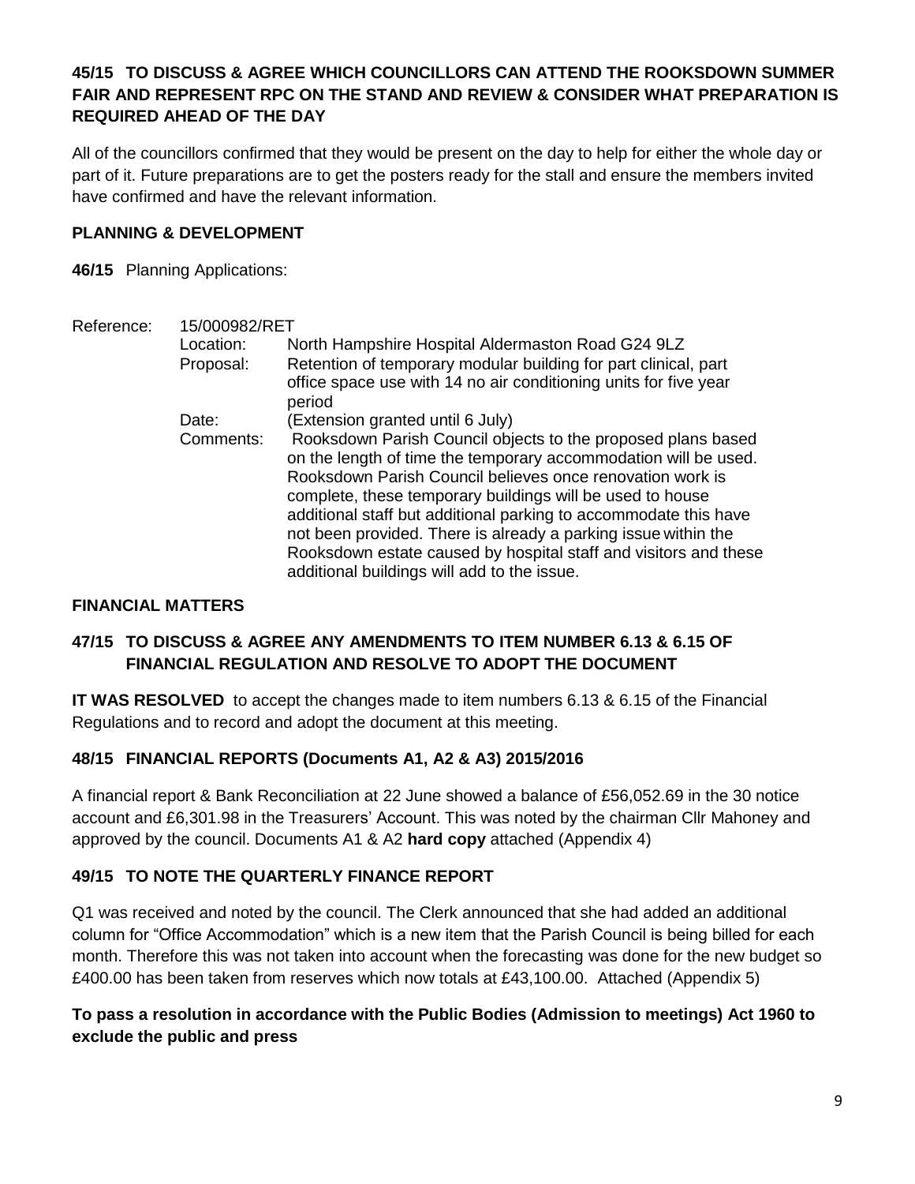**45/15 TO DISCUSS & AGREE WHICH COUNCILLORS CAN ATTEND THE ROOKSDOWN SUMMER FAIR AND REPRESENT RPC ON THE STAND AND REVIEW & CONSIDER WHAT PREPARATION IS REQUIRED AHEAD OF THE DAY**

All of the councillors confirmed that they would be present on the day to help for either the whole day or part of it. Future preparations are to get the posters ready for the stall and ensure the members invited have confirmed and have the relevant information.

**PLANNING & DEVELOPMENT**

**46/15** Planning Applications:

| Reference: | 15/000982/RET | |
|---|---|---|
| | Location: | North Hampshire Hospital Aldermaston Road G24 9LZ |
| | Proposal: | Retention of temporary modular building for part clinical, part office space use with 14 no air conditioning units for five year period |
| | Date: | (Extension granted until 6 July) |
| | Comments: | Rooksdown Parish Council objects to the proposed plans based on the length of time the temporary accommodation will be used. Rooksdown Parish Council believes once renovation work is complete, these temporary buildings will be used to house additional staff but additional parking to accommodate this have not been provided. There is already a parking issue within the Rooksdown estate caused by hospital staff and visitors and these additional buildings will add to the issue. |

**FINANCIAL MATTERS**

**47/15 TO DISCUSS & AGREE ANY AMENDMENTS TO ITEM NUMBER 6.13 & 6.15 OF FINANCIAL REGULATION AND RESOLVE TO ADOPT THE DOCUMENT**

**IT WAS RESOLVED** to accept the changes made to item numbers 6.13 & 6.15 of the Financial Regulations and to record and adopt the document at this meeting.

**48/15 FINANCIAL REPORTS (Documents A1, A2 & A3) 2015/2016**

A financial report & Bank Reconciliation at 22 June showed a balance of £56,052.69 in the 30 notice account and £6,301.98 in the Treasurers' Account. This was noted by the chairman Cllr Mahoney and approved by the council. Documents A1 & A2 **hard copy** attached (Appendix 4)

**49/15 TO NOTE THE QUARTERLY FINANCE REPORT**

Q1 was received and noted by the council. The Clerk announced that she had added an additional column for "Office Accommodation" which is a new item that the Parish Council is being billed for each month. Therefore this was not taken into account when the forecasting was done for the new budget so £400.00 has been taken from reserves which now totals at £43,100.00. Attached (Appendix 5)

**To pass a resolution in accordance with the Public Bodies (Admission to meetings) Act 1960 to exclude the public and press**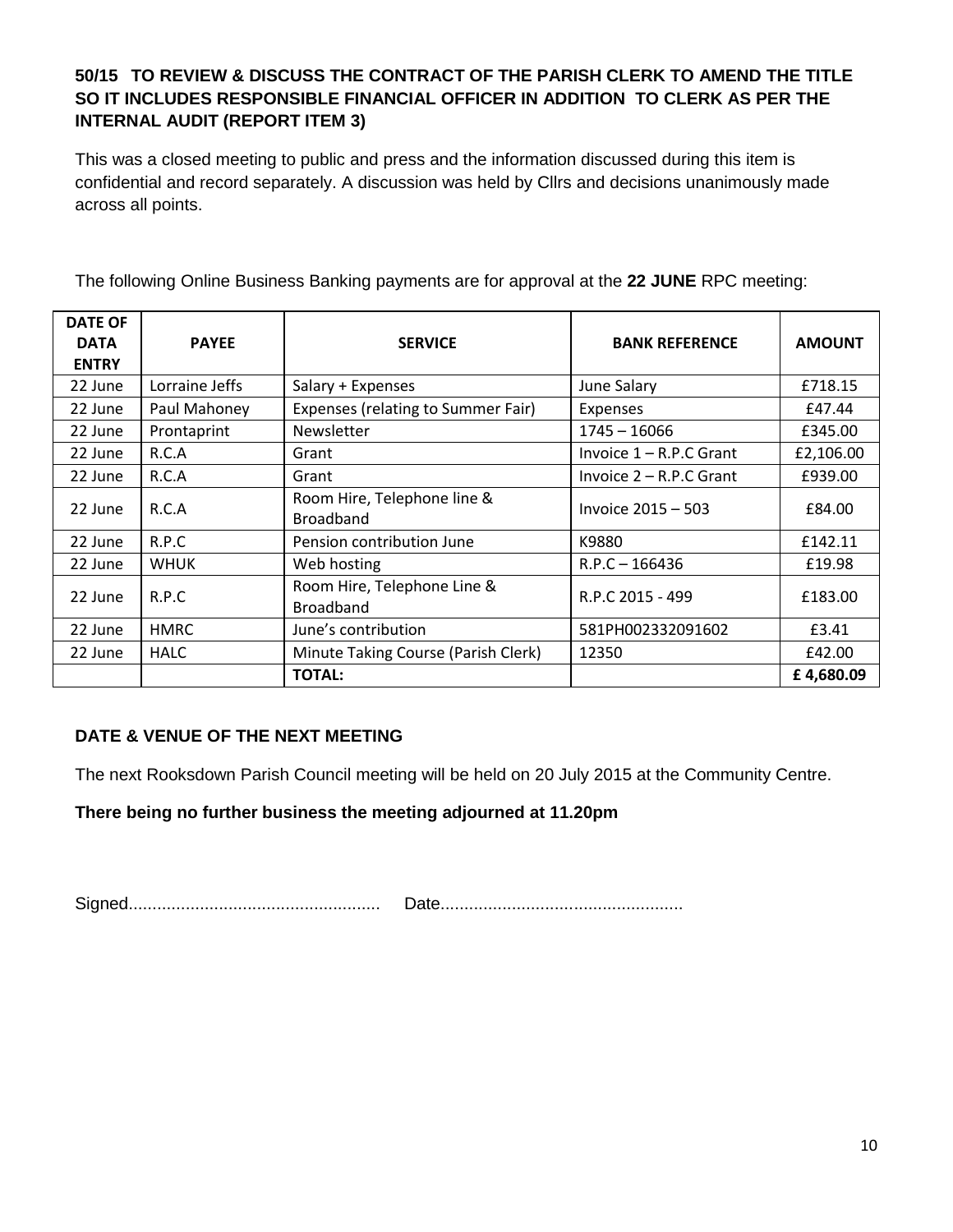**50/15 TO REVIEW & DISCUSS THE CONTRACT OF THE PARISH CLERK TO AMEND THE TITLE SO IT INCLUDES RESPONSIBLE FINANCIAL OFFICER IN ADDITION TO CLERK AS PER THE INTERNAL AUDIT (REPORT ITEM 3)**

This was a closed meeting to public and press and the information discussed during this item is confidential and record separately. A discussion was held by Cllrs and decisions unanimously made across all points.

The following Online Business Banking payments are for approval at the **22 JUNE** RPC meeting:

| DATE OF DATA ENTRY | PAYEE | SERVICE | BANK REFERENCE | AMOUNT |
|---|---|---|---|---|
| 22 June | Lorraine Jeffs | Salary + Expenses | June Salary | £718.15 |
| 22 June | Paul Mahoney | Expenses (relating to Summer Fair) | Expenses | £47.44 |
| 22 June | Prontaprint | Newsletter | 1745 – 16066 | £345.00 |
| 22 June | R.C.A | Grant | Invoice 1 – R.P.C Grant | £2,106.00 |
| 22 June | R.C.A | Grant | Invoice 2 – R.P.C Grant | £939.00 |
| 22 June | R.C.A | Room Hire, Telephone line & Broadband | Invoice 2015 – 503 | £84.00 |
| 22 June | R.P.C | Pension contribution June | K9880 | £142.11 |
| 22 June | WHUK | Web hosting | R.P.C – 166436 | £19.98 |
| 22 June | R.P.C | Room Hire, Telephone Line & Broadband | R.P.C 2015 - 499 | £183.00 |
| 22 June | HMRC | June's contribution | 581PH002332091602 | £3.41 |
| 22 June | HALC | Minute Taking Course (Parish Clerk) | 12350 | £42.00 |
| | | **TOTAL:** | | **£ 4,680.09** |

**DATE & VENUE OF THE NEXT MEETING**

The next Rooksdown Parish Council meeting will be held on 20 July 2015 at the Community Centre.

**There being no further business the meeting adjourned at 11.20pm**

Signed..................................................... Date...................................................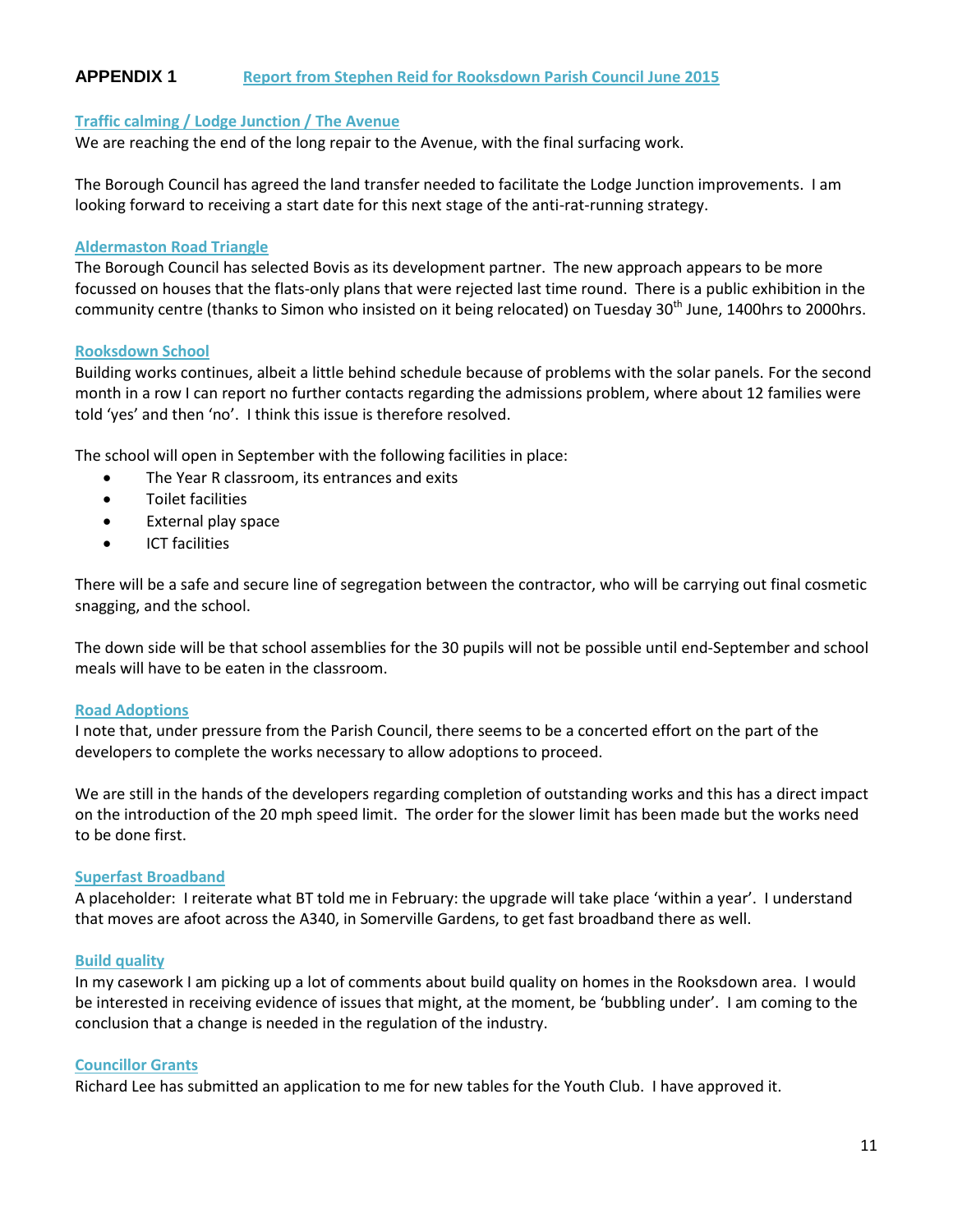# APPENDIX 1 Report from Stephen Reid for Rooksdown Parish Council June 2015

## Traffic calming / Lodge Junction / The Avenue

We are reaching the end of the long repair to the Avenue, with the final surfacing work.

The Borough Council has agreed the land transfer needed to facilitate the Lodge Junction improvements. I am looking forward to receiving a start date for this next stage of the anti-rat-running strategy.

## Aldermaston Road Triangle

The Borough Council has selected Bovis as its development partner. The new approach appears to be more focussed on houses that the flats-only plans that were rejected last time round. There is a public exhibition in the community centre (thanks to Simon who insisted on it being relocated) on Tuesday 30th June, 1400hrs to 2000hrs.

## Rooksdown School

Building works continues, albeit a little behind schedule because of problems with the solar panels. For the second month in a row I can report no further contacts regarding the admissions problem, where about 12 families were told 'yes' and then 'no'. I think this issue is therefore resolved.

The school will open in September with the following facilities in place:

- The Year R classroom, its entrances and exits
- Toilet facilities
- External play space
- ICT facilities

There will be a safe and secure line of segregation between the contractor, who will be carrying out final cosmetic snagging, and the school.

The down side will be that school assemblies for the 30 pupils will not be possible until end-September and school meals will have to be eaten in the classroom.

## Road Adoptions

I note that, under pressure from the Parish Council, there seems to be a concerted effort on the part of the developers to complete the works necessary to allow adoptions to proceed.

We are still in the hands of the developers regarding completion of outstanding works and this has a direct impact on the introduction of the 20 mph speed limit. The order for the slower limit has been made but the works need to be done first.

## Superfast Broadband

A placeholder: I reiterate what BT told me in February: the upgrade will take place 'within a year'. I understand that moves are afoot across the A340, in Somerville Gardens, to get fast broadband there as well.

## Build quality

In my casework I am picking up a lot of comments about build quality on homes in the Rooksdown area. I would be interested in receiving evidence of issues that might, at the moment, be 'bubbling under'. I am coming to the conclusion that a change is needed in the regulation of the industry.

## Councillor Grants

Richard Lee has submitted an application to me for new tables for the Youth Club. I have approved it.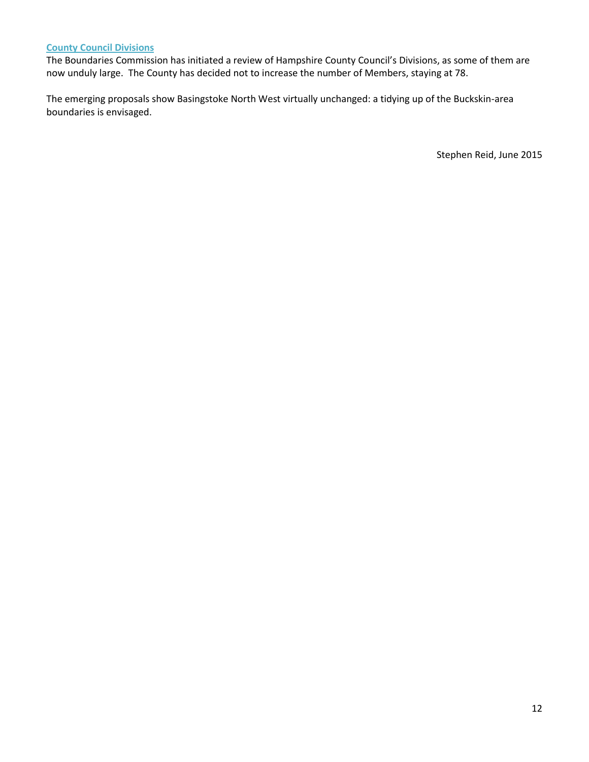### County Council Divisions

The Boundaries Commission has initiated a review of Hampshire County Council's Divisions, as some of them are now unduly large. The County has decided not to increase the number of Members, staying at 78.

The emerging proposals show Basingstoke North West virtually unchanged: a tidying up of the Buckskin-area boundaries is envisaged.

Stephen Reid, June 2015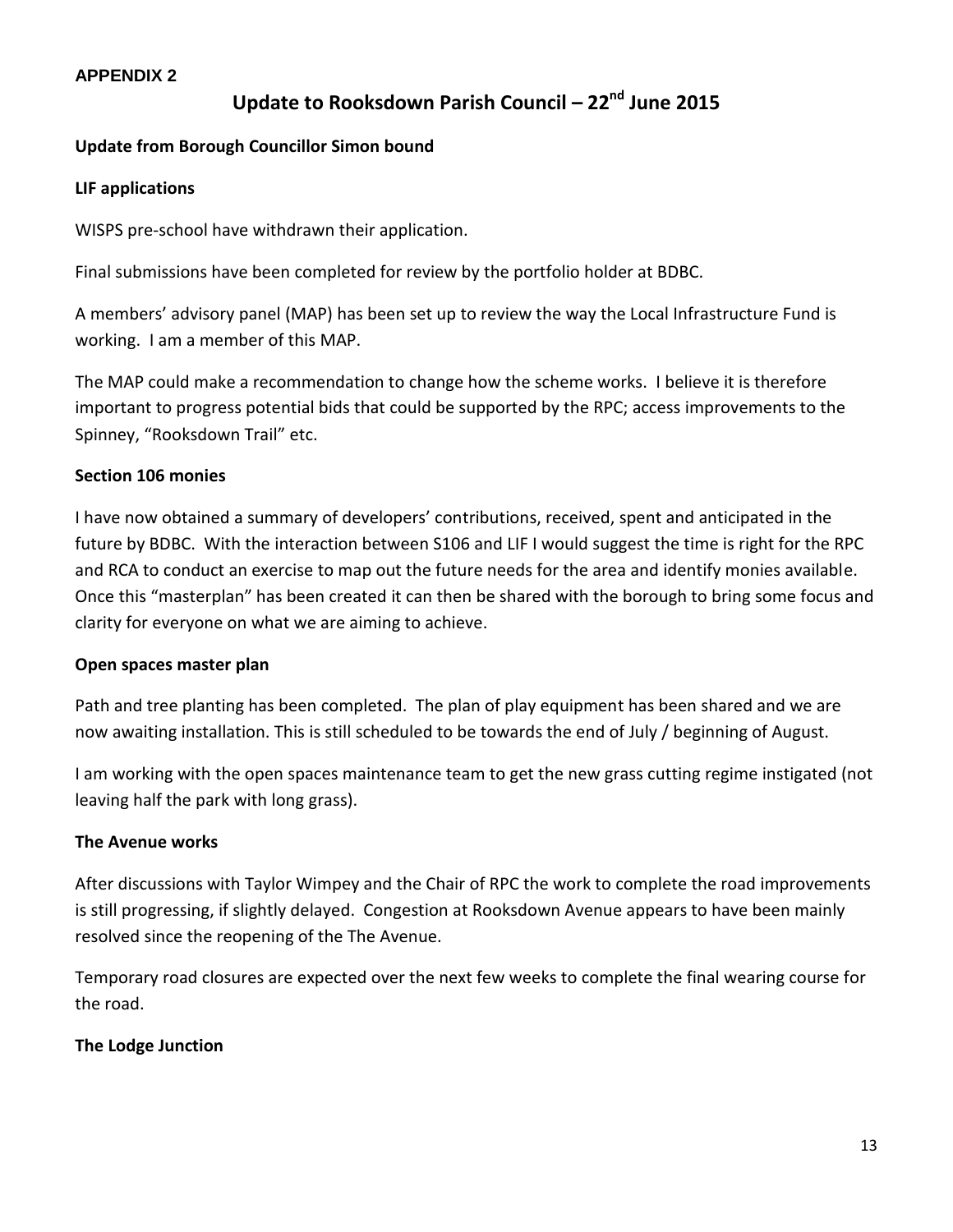**APPENDIX 2**

# Update to Rooksdown Parish Council – 22nd June 2015

**Update from Borough Councillor Simon bound**

**LIF applications**

WISPS pre-school have withdrawn their application.

Final submissions have been completed for review by the portfolio holder at BDBC.

A members' advisory panel (MAP) has been set up to review the way the Local Infrastructure Fund is working. I am a member of this MAP.

The MAP could make a recommendation to change how the scheme works. I believe it is therefore important to progress potential bids that could be supported by the RPC; access improvements to the Spinney, "Rooksdown Trail" etc.

**Section 106 monies**

I have now obtained a summary of developers' contributions, received, spent and anticipated in the future by BDBC. With the interaction between S106 and LIF I would suggest the time is right for the RPC and RCA to conduct an exercise to map out the future needs for the area and identify monies available. Once this "masterplan" has been created it can then be shared with the borough to bring some focus and clarity for everyone on what we are aiming to achieve.

**Open spaces master plan**

Path and tree planting has been completed. The plan of play equipment has been shared and we are now awaiting installation. This is still scheduled to be towards the end of July / beginning of August.

I am working with the open spaces maintenance team to get the new grass cutting regime instigated (not leaving half the park with long grass).

**The Avenue works**

After discussions with Taylor Wimpey and the Chair of RPC the work to complete the road improvements is still progressing, if slightly delayed. Congestion at Rooksdown Avenue appears to have been mainly resolved since the reopening of the The Avenue.

Temporary road closures are expected over the next few weeks to complete the final wearing course for the road.

**The Lodge Junction**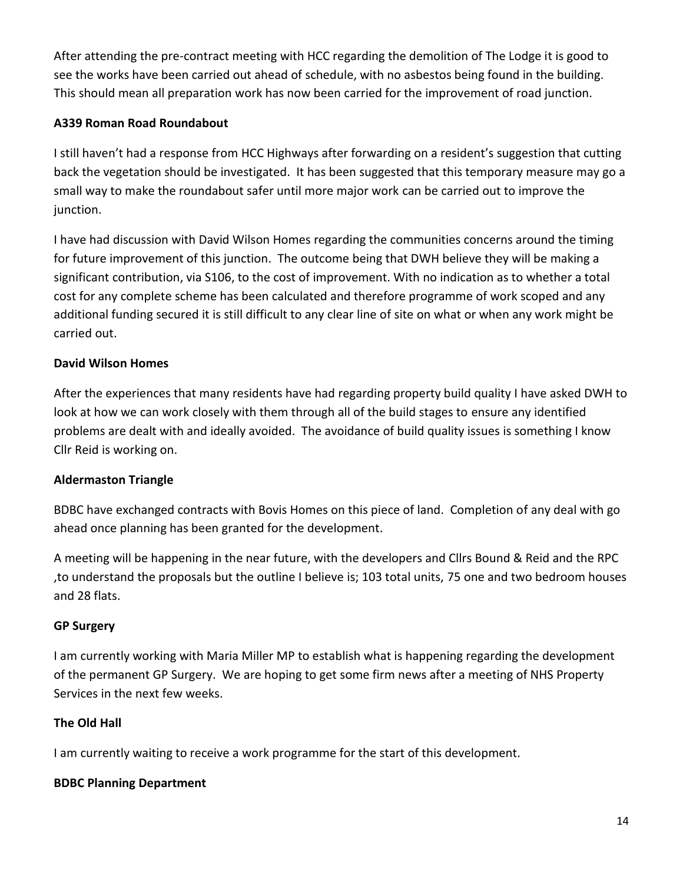After attending the pre-contract meeting with HCC regarding the demolition of The Lodge it is good to see the works have been carried out ahead of schedule, with no asbestos being found in the building. This should mean all preparation work has now been carried for the improvement of road junction.

**A339 Roman Road Roundabout**

I still haven't had a response from HCC Highways after forwarding on a resident's suggestion that cutting back the vegetation should be investigated. It has been suggested that this temporary measure may go a small way to make the roundabout safer until more major work can be carried out to improve the junction.

I have had discussion with David Wilson Homes regarding the communities concerns around the timing for future improvement of this junction. The outcome being that DWH believe they will be making a significant contribution, via S106, to the cost of improvement. With no indication as to whether a total cost for any complete scheme has been calculated and therefore programme of work scoped and any additional funding secured it is still difficult to any clear line of site on what or when any work might be carried out.

**David Wilson Homes**

After the experiences that many residents have had regarding property build quality I have asked DWH to look at how we can work closely with them through all of the build stages to ensure any identified problems are dealt with and ideally avoided. The avoidance of build quality issues is something I know Cllr Reid is working on.

**Aldermaston Triangle**

BDBC have exchanged contracts with Bovis Homes on this piece of land. Completion of any deal with go ahead once planning has been granted for the development.

A meeting will be happening in the near future, with the developers and Cllrs Bound & Reid and the RPC ,to understand the proposals but the outline I believe is; 103 total units, 75 one and two bedroom houses and 28 flats.

**GP Surgery**

I am currently working with Maria Miller MP to establish what is happening regarding the development of the permanent GP Surgery. We are hoping to get some firm news after a meeting of NHS Property Services in the next few weeks.

**The Old Hall**

I am currently waiting to receive a work programme for the start of this development.

**BDBC Planning Department**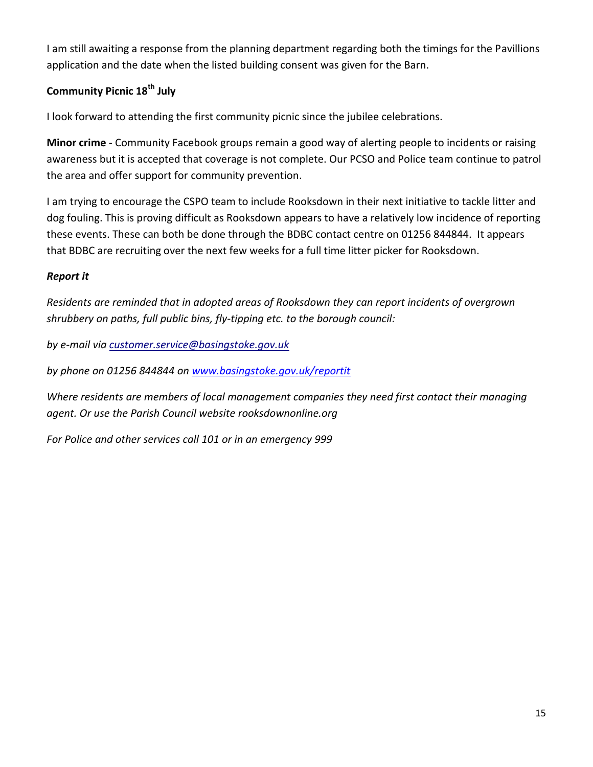I am still awaiting a response from the planning department regarding both the timings for the Pavillions application and the date when the listed building consent was given for the Barn.

**Community Picnic 18th July**

I look forward to attending the first community picnic since the jubilee celebrations.

**Minor crime** - Community Facebook groups remain a good way of alerting people to incidents or raising awareness but it is accepted that coverage is not complete. Our PCSO and Police team continue to patrol the area and offer support for community prevention.

I am trying to encourage the CSPO team to include Rooksdown in their next initiative to tackle litter and dog fouling. This is proving difficult as Rooksdown appears to have a relatively low incidence of reporting these events. These can both be done through the BDBC contact centre on 01256 844844. It appears that BDBC are recruiting over the next few weeks for a full time litter picker for Rooksdown.

***Report it***

*Residents are reminded that in adopted areas of Rooksdown they can report incidents of overgrown shrubbery on paths, full public bins, fly-tipping etc. to the borough council:*

*by e-mail via [customer.service@basingstoke.gov.uk](mailto:customer.service@basingstoke.gov.uk)*

*by phone on 01256 844844 on [www.basingstoke.gov.uk/reportit](http://www.basingstoke.gov.uk/reportit)*

*Where residents are members of local management companies they need first contact their managing agent. Or use the Parish Council website rooksdownonline.org*

*For Police and other services call 101 or in an emergency 999*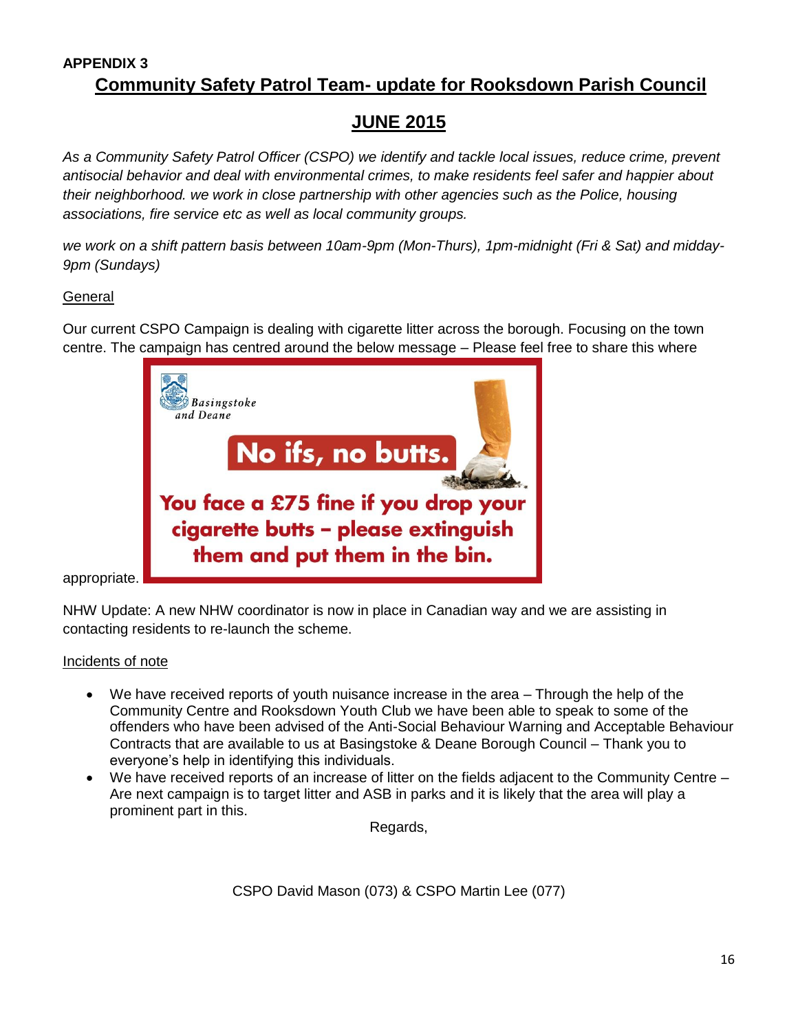**APPENDIX 3**

# Community Safety Patrol Team- update for Rooksdown Parish Council

## JUNE 2015

*As a Community Safety Patrol Officer (CSPO) we identify and tackle local issues, reduce crime, prevent antisocial behavior and deal with environmental crimes, to make residents feel safer and happier about their neighborhood. we work in close partnership with other agencies such as the Police, housing associations, fire service etc as well as local community groups.*

*we work on a shift pattern basis between 10am-9pm (Mon-Thurs), 1pm-midnight (Fri & Sat) and midday-9pm (Sundays)*

General

Our current CSPO Campaign is dealing with cigarette litter across the borough. Focusing on the town centre. The campaign has centred around the below message – Please feel free to share this where appropriate.

Basingstoke and Deane

**No ifs, no butts.**

**You face a £75 fine if you drop your cigarette butts – please extinguish them and put them in the bin.**

NHW Update: A new NHW coordinator is now in place in Canadian way and we are assisting in contacting residents to re-launch the scheme.

Incidents of note

- We have received reports of youth nuisance increase in the area – Through the help of the Community Centre and Rooksdown Youth Club we have been able to speak to some of the offenders who have been advised of the Anti-Social Behaviour Warning and Acceptable Behaviour Contracts that are available to us at Basingstoke & Deane Borough Council – Thank you to everyone's help in identifying this individuals.
- We have received reports of an increase of litter on the fields adjacent to the Community Centre – Are next campaign is to target litter and ASB in parks and it is likely that the area will play a prominent part in this.

Regards,

CSPO David Mason (073) & CSPO Martin Lee (077)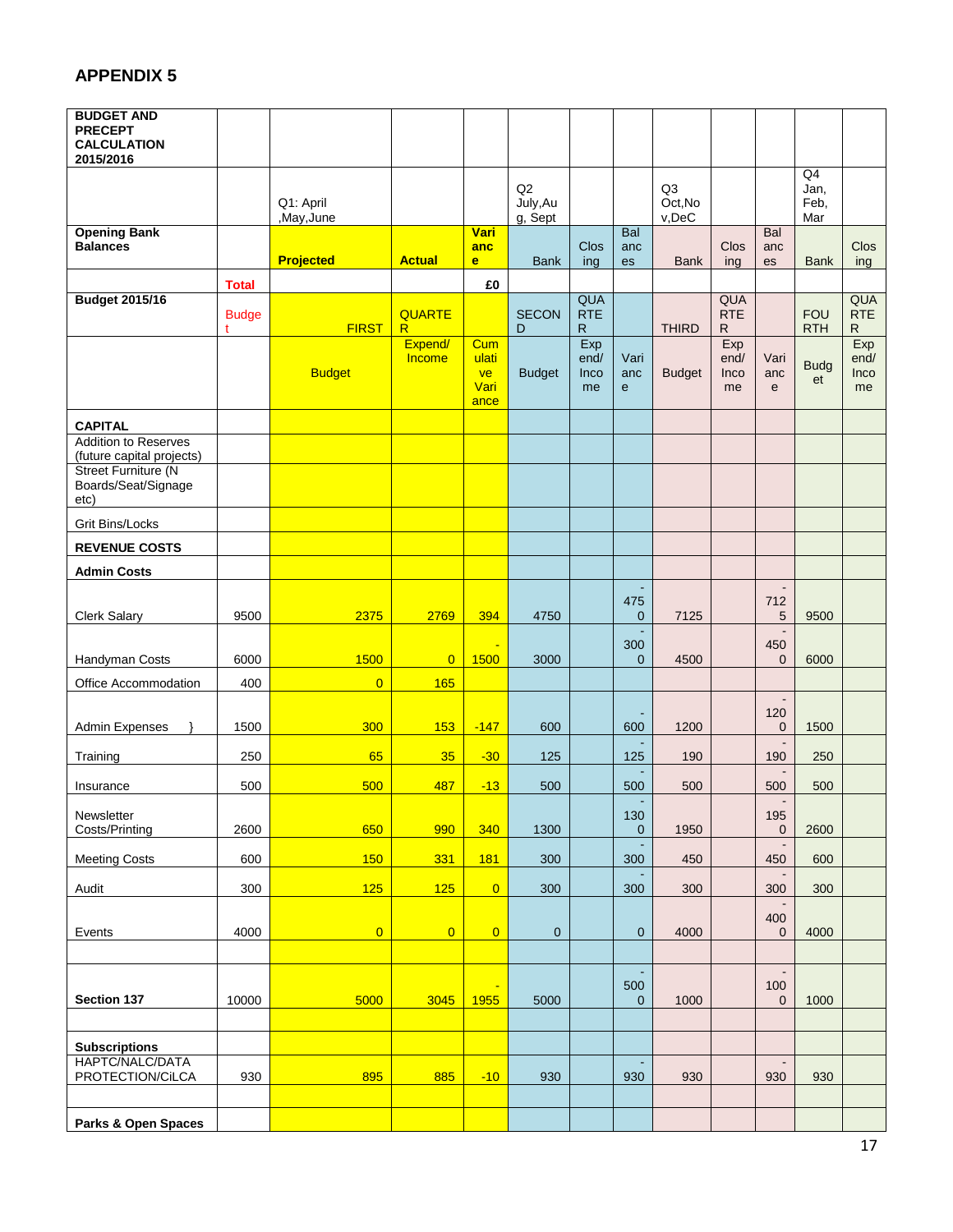## APPENDIX 5

| BUDGET AND PRECEPT CALCULATION 2015/2016 | | | | | | | | | | | | |
|---|---|---|---|---|---|---|---|---|---|---|---|---|
| | | Q1: April ,May,June | | | Q2 July,Aug, Sept | | | Q3 Oct,Nov,DeC | | | Q4 Jan, Feb, Mar | |
| **Opening Bank Balances** | | **Projected** | **Actual** | **Variance** | Bank | Closing | Balances | Bank | Closing | Balances | Bank | Closing |
| | **Total** | | | **£0** | | | | | | | | |
| **Budget 2015/16** | Budget | FIRST | QUARTER | | SECOND | QUARTER | | THIRD | QUARTER | | FOURTH | QUARTER |
| | | Budget | Expend/ Income | Cumulative Variance | Budget | Expend/ Income | Variance | Budget | Expend/ Income | Variance | Budget | Expend/ Income |
| **CAPITAL** | | | | | | | | | | | | |
| Addition to Reserves (future capital projects) | | | | | | | | | | | | |
| Street Furniture (N Boards/Seat/Signage etc) | | | | | | | | | | | | |
| Grit Bins/Locks | | | | | | | | | | | | |
| **REVENUE COSTS** | | | | | | | | | | | | |
| **Admin Costs** | | | | | | | | | | | | |
| Clerk Salary | 9500 | 2375 | 2769 | 394 | 4750 | | -4750 | 7125 | | -7125 | 9500 | |
| Handyman Costs | 6000 | 1500 | 0 | -1500 | 3000 | | -3000 | 4500 | | -4500 | 6000 | |
| Office Accommodation | 400 | 0 | 165 | | | | | | | | | |
| Admin Expenses } | 1500 | 300 | 153 | -147 | 600 | | -600 | 1200 | | -1200 | 1500 | |
| Training | 250 | 65 | 35 | -30 | 125 | | -125 | 190 | | -190 | 250 | |
| Insurance | 500 | 500 | 487 | -13 | 500 | | -500 | 500 | | -500 | 500 | |
| Newsletter Costs/Printing | 2600 | 650 | 990 | 340 | 1300 | | -1300 | 1950 | | -1950 | 2600 | |
| Meeting Costs | 600 | 150 | 331 | 181 | 300 | | -300 | 450 | | -450 | 600 | |
| Audit | 300 | 125 | 125 | 0 | 300 | | -300 | 300 | | -300 | 300 | |
| Events | 4000 | 0 | 0 | 0 | 0 | | 0 | 4000 | | -4000 | 4000 | |
| | | | | | | | | | | | | |
| **Section 137** | 10000 | 5000 | 3045 | -1955 | 5000 | | -5000 | 1000 | | -1000 | 1000 | |
| | | | | | | | | | | | | |
| **Subscriptions** | | | | | | | | | | | | |
| HAPTC/NALC/DATA PROTECTION/CiLCA | 930 | 895 | 885 | -10 | 930 | | -930 | 930 | | -930 | 930 | |
| | | | | | | | | | | | | |
| **Parks & Open Spaces** | | | | | | | | | | | | |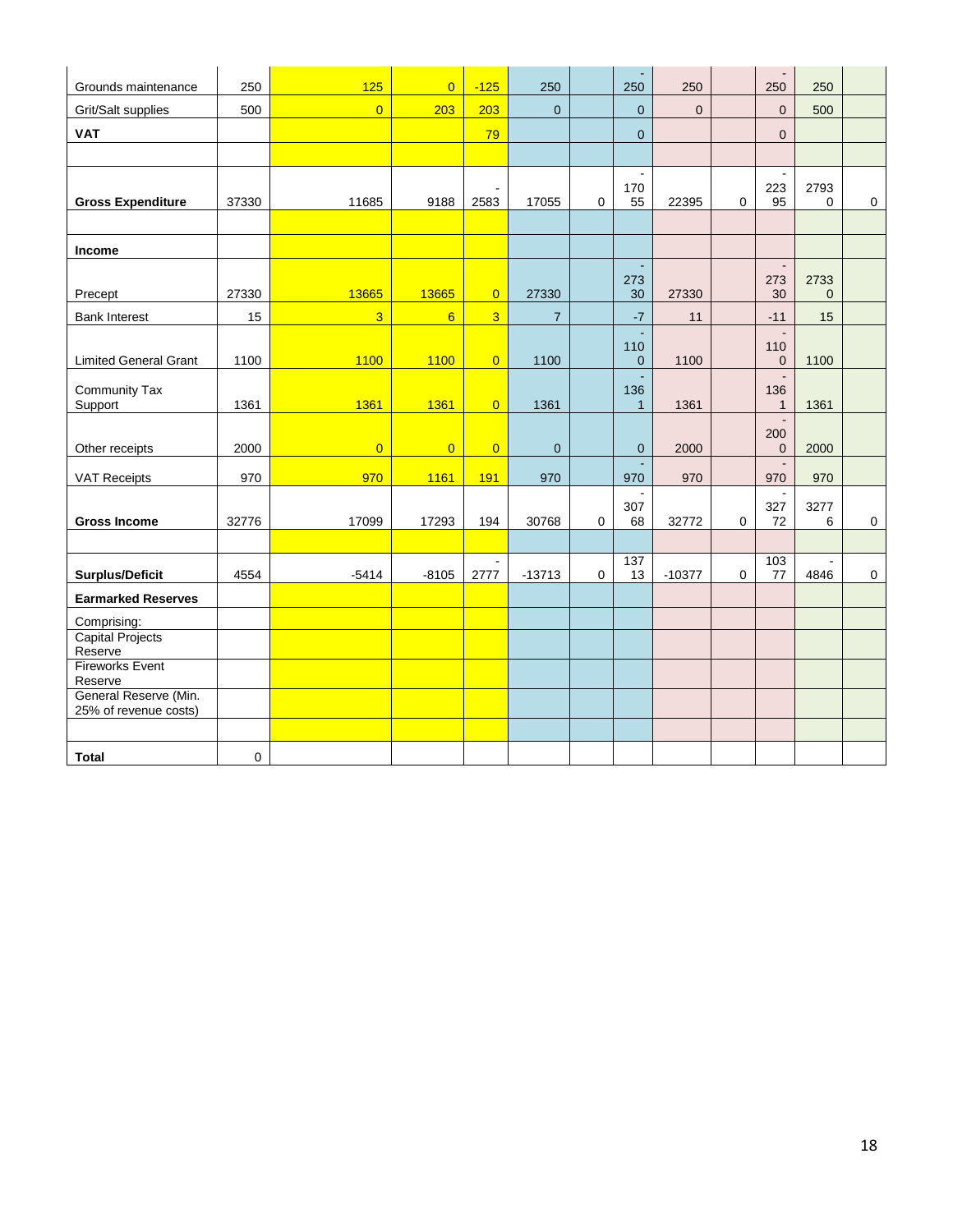| | | | | | | | | | | | | |
|---|---|---|---|---|---|---|---|---|---|---|---|---|
| Grounds maintenance | 250 | 125 | 0 | -125 | 250 | | -250 | 250 | | -250 | 250 | |
| Grit/Salt supplies | 500 | 0 | 203 | 203 | 0 | | 0 | 0 | | 0 | 500 | |
| **VAT** | | | | 79 | | | 0 | | | 0 | | |
| | | | | | | | | | | | | |
| **Gross Expenditure** | 37330 | 11685 | 9188 | -2583 | 17055 | 0 | -17055 | 22395 | 0 | -22395 | 27930 | 0 |
| | | | | | | | | | | | | |
| **Income** | | | | | | | | | | | | |
| Precept | 27330 | 13665 | 13665 | 0 | 27330 | | -27330 | 27330 | | -27330 | 27330 | |
| Bank Interest | 15 | 3 | 6 | 3 | 7 | | -7 | 11 | | -11 | 15 | |
| Limited General Grant | 1100 | 1100 | 1100 | 0 | 1100 | | -1100 | 1100 | | -1100 | 1100 | |
| Community Tax Support | 1361 | 1361 | 1361 | 0 | 1361 | | -1361 | 1361 | | -1361 | 1361 | |
| Other receipts | 2000 | 0 | 0 | 0 | 0 | | 0 | 2000 | | -2000 | 2000 | |
| VAT Receipts | 970 | 970 | 1161 | 191 | 970 | | -970 | 970 | | -970 | 970 | |
| **Gross Income** | 32776 | 17099 | 17293 | 194 | 30768 | 0 | -30768 | 32772 | 0 | -32772 | 32776 | 0 |
| | | | | | | | | | | | | |
| **Surplus/Deficit** | 4554 | -5414 | -8105 | -2777 | -13713 | 0 | 13713 | -10377 | 0 | 10377 | -4846 | 0 |
| **Earmarked Reserves** | | | | | | | | | | | | |
| Comprising: | | | | | | | | | | | | |
| Capital Projects Reserve | | | | | | | | | | | | |
| Fireworks Event Reserve | | | | | | | | | | | | |
| General Reserve (Min. 25% of revenue costs) | | | | | | | | | | | | |
| | | | | | | | | | | | | |
| **Total** | 0 | | | | | | | | | | | |